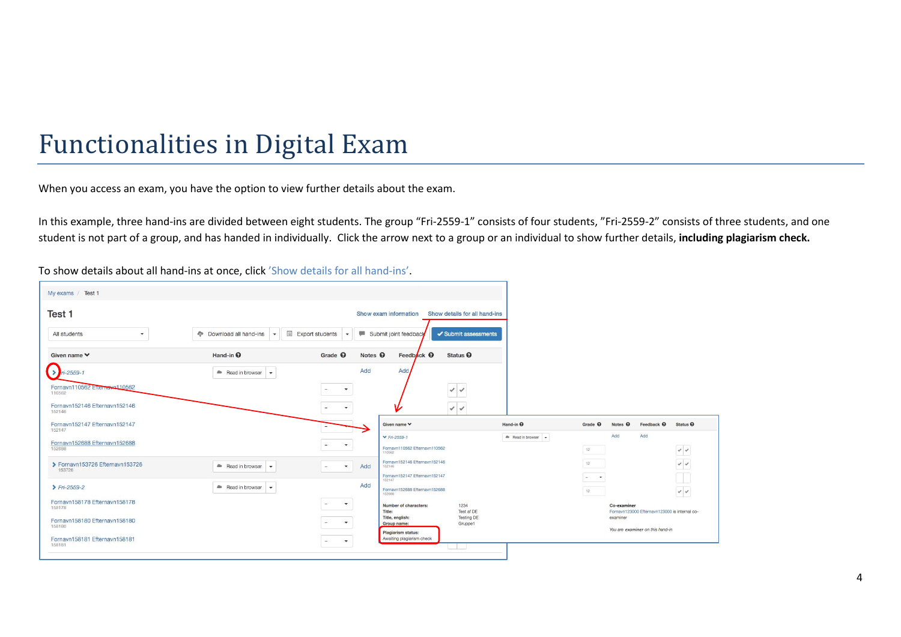# Functionalities in Digital Exam

When you access an exam, you have the option to view further details about the exam.

In this example, three hand-ins are divided between eight students. The group "Fri-2559-1" consists of four students, "Fri-2559-2" consists of three students, and one student is not part of a group, and has handed in individually. Click the arrow next to a group or an individual to show further details, **including plagiarism check.**

To show details about all hand-ins at once, click 'Show details for all hand-ins'.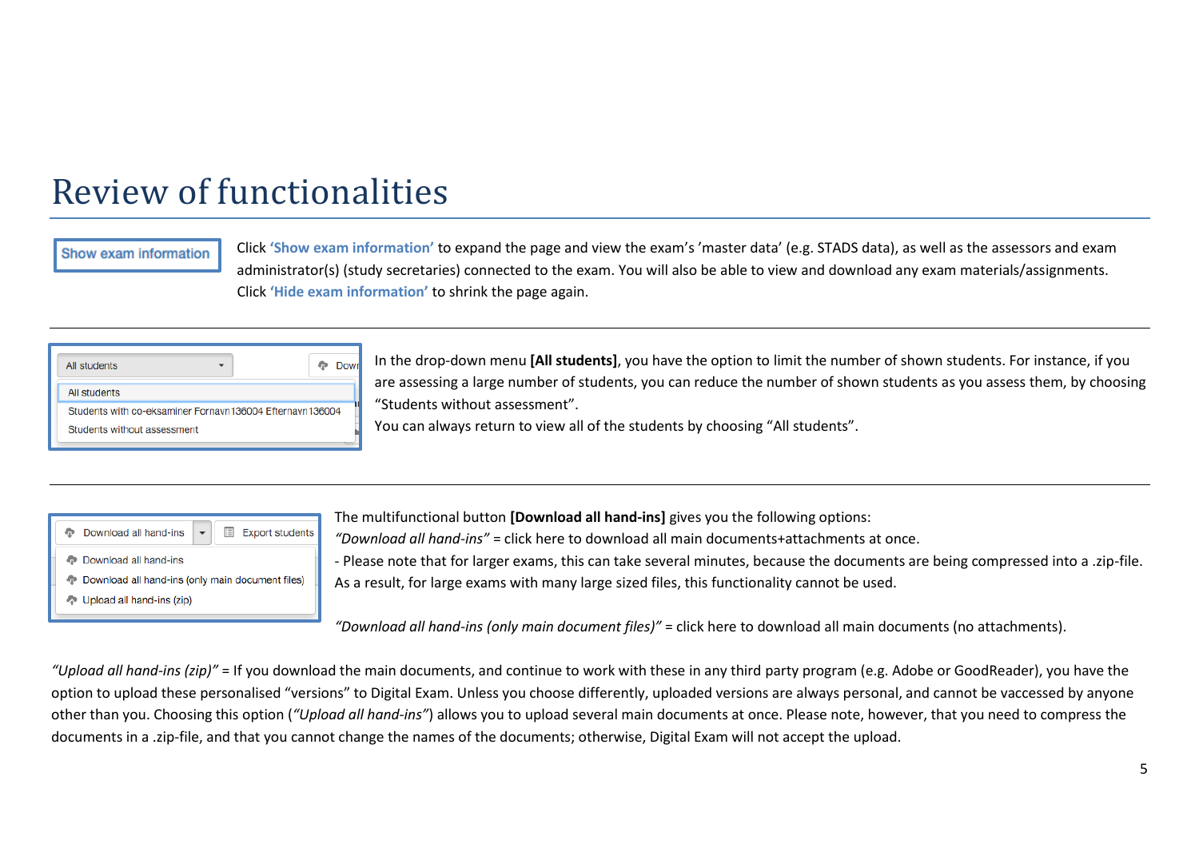# Review of functionalities

Show exam information

Click **'Show exam information'** to expand the page and view the exam's 'master data' (e.g. STADS data), as well as the assessors and exam administrator(s) (study secretaries) connected to the exam. You will also be able to view and download any exam materials/assignments. Click **'Hide exam information'** to shrink the page again.

---

All students
All students
Students with co-eksaminer Fornavn 136004 Efternavn 136004
Students without assessment

In the drop-down menu **[All students]**, you have the option to limit the number of shown students. For instance, if you are assessing a large number of students, you can reduce the number of shown students as you assess them, by choosing "Students without assessment".
You can always return to view all of the students by choosing "All students".

---

Download all hand-ins | Export students
Download all hand-ins
Download all hand-ins (only main document files)
Upload all hand-ins (zip)

The multifunctional button **[Download all hand-ins]** gives you the following options:
*"Download all hand-ins"* = click here to download all main documents+attachments at once.
- Please note that for larger exams, this can take several minutes, because the documents are being compressed into a .zip-file. As a result, for large exams with many large sized files, this functionality cannot be used.

*"Download all hand-ins (only main document files)"* = click here to download all main documents (no attachments).

*"Upload all hand-ins (zip)"* = If you download the main documents, and continue to work with these in any third party program (e.g. Adobe or GoodReader), you have the option to upload these personalised "versions" to Digital Exam. Unless you choose differently, uploaded versions are always personal, and cannot be vaccessed by anyone other than you. Choosing this option (*"Upload all hand-ins"*) allows you to upload several main documents at once. Please note, however, that you need to compress the documents in a .zip-file, and that you cannot change the names of the documents; otherwise, Digital Exam will not accept the upload.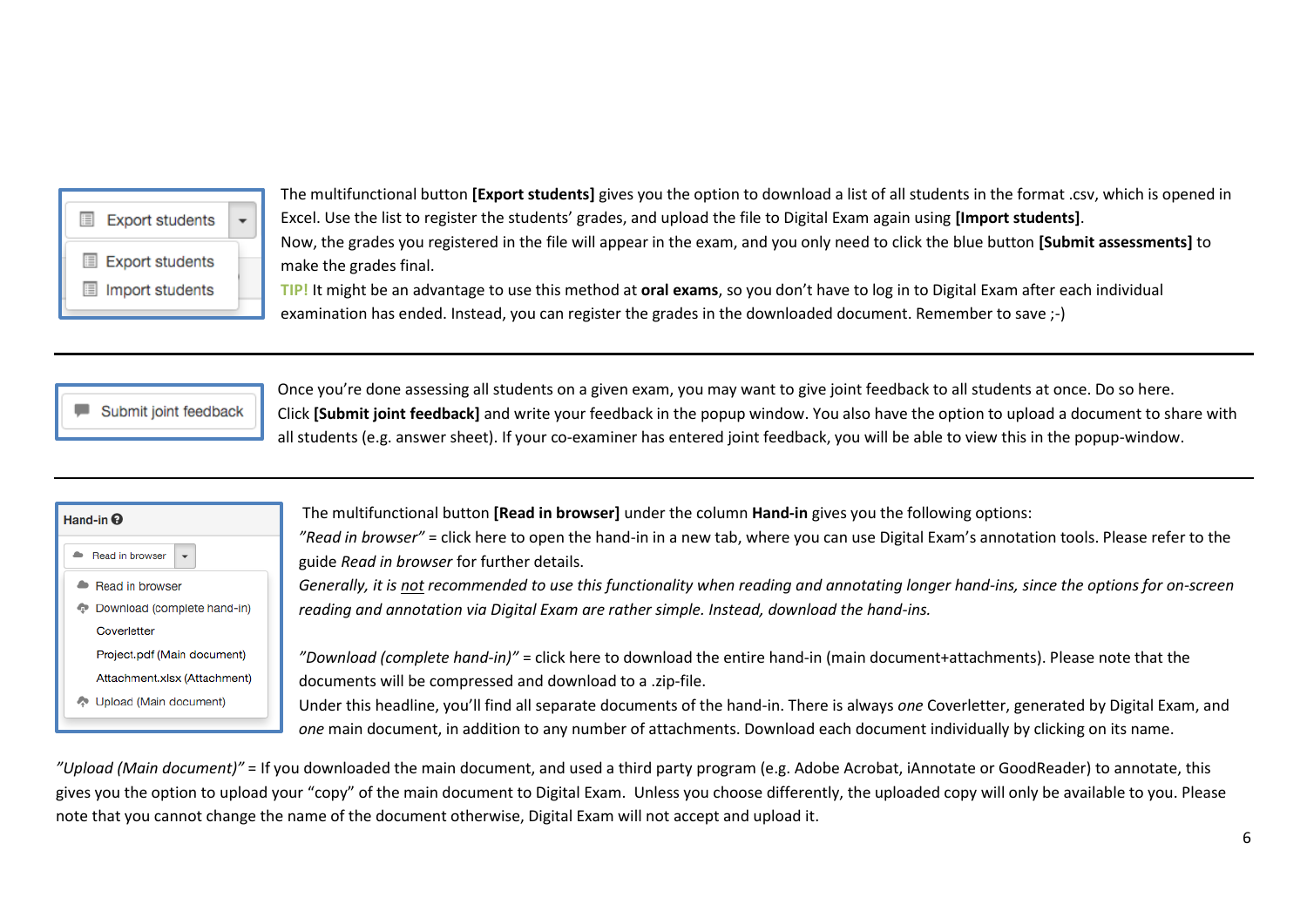The multifunctional button **[Export students]** gives you the option to download a list of all students in the format .csv, which is opened in Excel. Use the list to register the students' grades, and upload the file to Digital Exam again using **[Import students]**.

Now, the grades you registered in the file will appear in the exam, and you only need to click the blue button **[Submit assessments]** to make the grades final.

TIP! It might be an advantage to use this method at **oral exams**, so you don't have to log in to Digital Exam after each individual examination has ended. Instead, you can register the grades in the downloaded document. Remember to save ;-)

---

Once you're done assessing all students on a given exam, you may want to give joint feedback to all students at once. Do so here.

Click **[Submit joint feedback]** and write your feedback in the popup window. You also have the option to upload a document to share with all students (e.g. answer sheet). If your co-examiner has entered joint feedback, you will be able to view this in the popup-window.

---

The multifunctional button **[Read in browser]** under the column **Hand-in** gives you the following options:

*"Read in browser"* = click here to open the hand-in in a new tab, where you can use Digital Exam's annotation tools. Please refer to the guide *Read in browser* for further details.

*Generally, it is not recommended to use this functionality when reading and annotating longer hand-ins, since the options for on-screen reading and annotation via Digital Exam are rather simple. Instead, download the hand-ins.*

*"Download (complete hand-in)"* = click here to download the entire hand-in (main document+attachments). Please note that the documents will be compressed and download to a .zip-file.

Under this headline, you'll find all separate documents of the hand-in. There is always *one* Coverletter, generated by Digital Exam, and *one* main document, in addition to any number of attachments. Download each document individually by clicking on its name.

*"Upload (Main document)"* = If you downloaded the main document, and used a third party program (e.g. Adobe Acrobat, iAnnotate or GoodReader) to annotate, this gives you the option to upload your "copy" of the main document to Digital Exam. Unless you choose differently, the uploaded copy will only be available to you. Please note that you cannot change the name of the document otherwise, Digital Exam will not accept and upload it.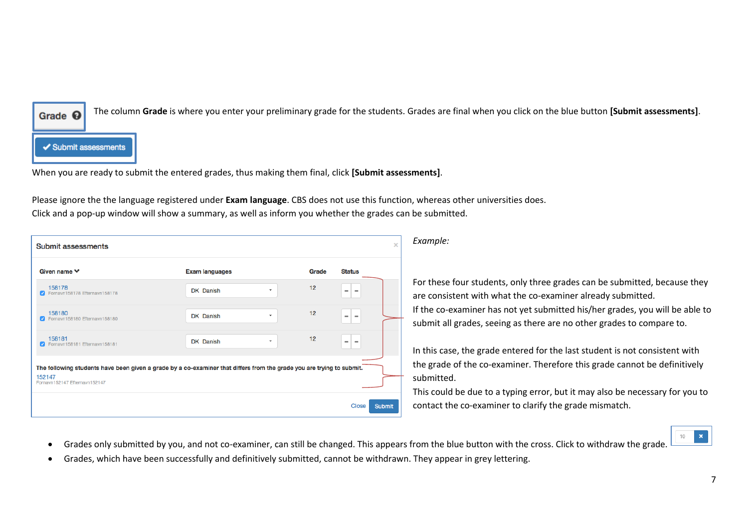**Grade** ❓

The column **Grade** is where you enter your preliminary grade for the students. Grades are final when you click on the blue button **[Submit assessments]**.

✔ Submit assessments

When you are ready to submit the entered grades, thus making them final, click **[Submit assessments]**.

Please ignore the the language registered under **Exam language**. CBS does not use this function, whereas other universities does.
Click and a pop-up window will show a summary, as well as inform you whether the grades can be submitted.

**Submit assessments**

| Given name | Exam languages | Grade | Status |
|---|---|---|---|
| 158178 Fornavn158178 Efternavn158178 | DK Danish | 12 | |
| 158180 Fornavn158180 Efternavn158180 | DK Danish | 12 | |
| 158181 Fornavn158181 Efternavn158181 | DK Danish | 12 | |

The following students have been given a grade by a co-examiner that differs from the grade you are trying to submit.
152147
Fornavn152147 Efternavn152147

Close | Submit

*Example:*

For these four students, only three grades can be submitted, because they are consistent with what the co-examiner already submitted.
If the co-examiner has not yet submitted his/her grades, you will be able to submit all grades, seeing as there are no other grades to compare to.

In this case, the grade entered for the last student is not consistent with the grade of the co-examiner. Therefore this grade cannot be definitively submitted.
This could be due to a typing error, but it may also be necessary for you to contact the co-examiner to clarify the grade mismatch.

- Grades only submitted by you, and not co-examiner, can still be changed. This appears from the blue button with the cross. Click to withdraw the grade.
- Grades, which have been successfully and definitively submitted, cannot be withdrawn. They appear in grey lettering.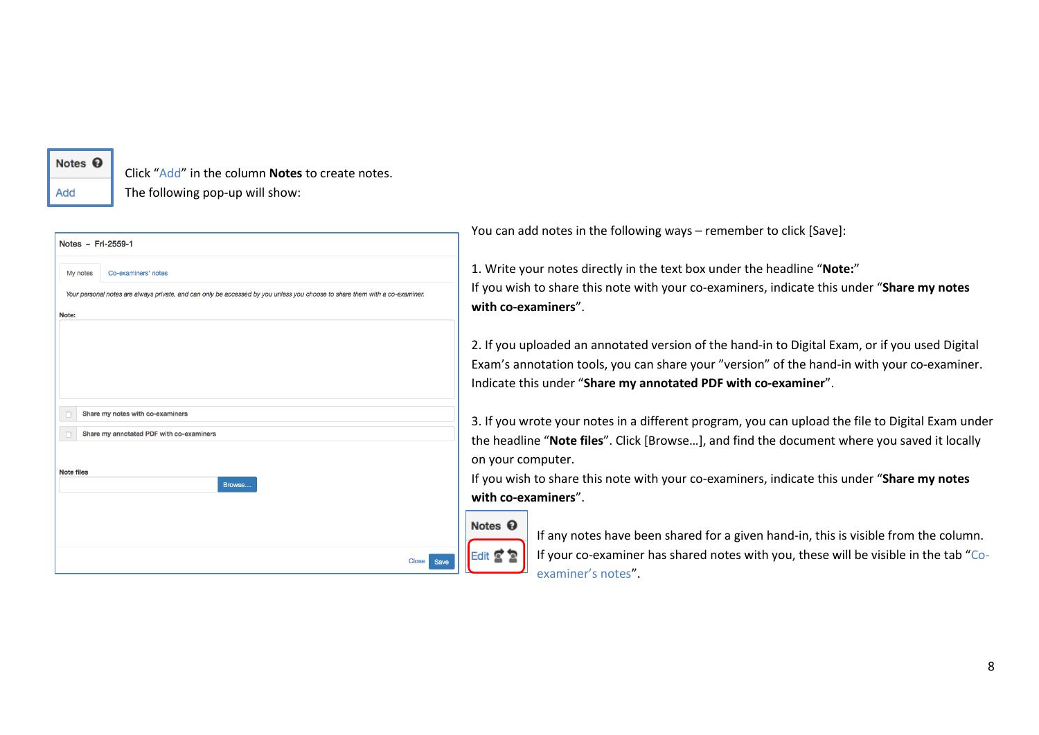Click "Add" in the column **Notes** to create notes.
The following pop-up will show:

You can add notes in the following ways – remember to click [Save]:

1. Write your notes directly in the text box under the headline "**Note:**"
If you wish to share this note with your co-examiners, indicate this under "**Share my notes with co-examiners**".

2. If you uploaded an annotated version of the hand-in to Digital Exam, or if you used Digital Exam's annotation tools, you can share your "version" of the hand-in with your co-examiner. Indicate this under "**Share my annotated PDF with co-examiner**".

3. If you wrote your notes in a different program, you can upload the file to Digital Exam under the headline "**Note files**". Click [Browse…], and find the document where you saved it locally on your computer.
If you wish to share this note with your co-examiners, indicate this under "**Share my notes with co-examiners**".

If any notes have been shared for a given hand-in, this is visible from the column.
If your co-examiner has shared notes with you, these will be visible in the tab "Co-examiner's notes".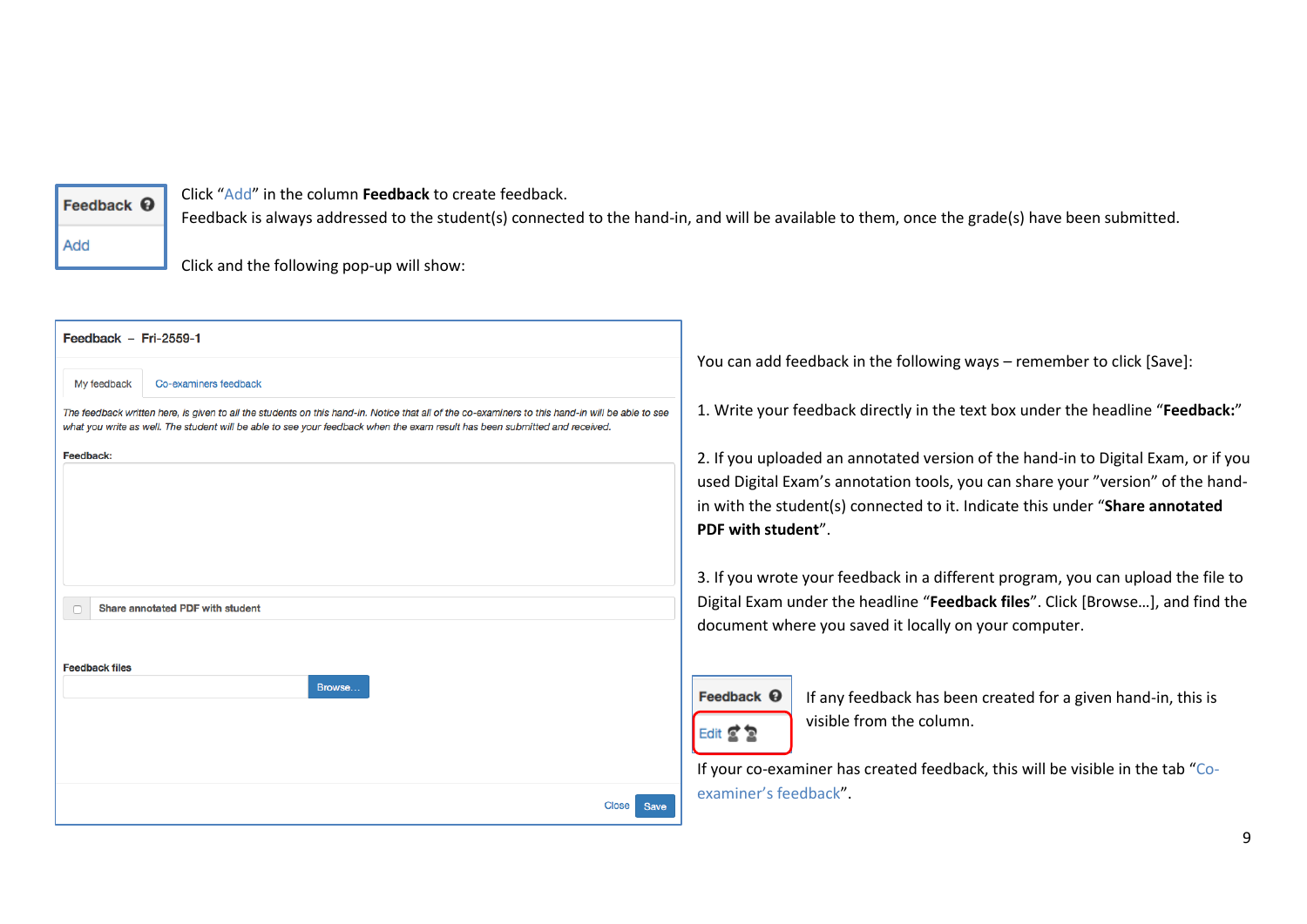Feedback

Add

Click "Add" in the column **Feedback** to create feedback.
Feedback is always addressed to the student(s) connected to the hand-in, and will be available to them, once the grade(s) have been submitted.

Click and the following pop-up will show:

**Feedback – Fri-2559-1**

My feedback | Co-examiners feedback

*The feedback written here, is given to all the students on this hand-in. Notice that all of the co-examiners to this hand-in will be able to see what you write as well. The student will be able to see your feedback when the exam result has been submitted and received.*

**Feedback:**

Share annotated PDF with student

**Feedback files**

Browse...

Close Save

You can add feedback in the following ways – remember to click [Save]:

1. Write your feedback directly in the text box under the headline "**Feedback:**"

2. If you uploaded an annotated version of the hand-in to Digital Exam, or if you used Digital Exam's annotation tools, you can share your "version" of the hand-in with the student(s) connected to it. Indicate this under "**Share annotated PDF with student**".

3. If you wrote your feedback in a different program, you can upload the file to Digital Exam under the headline "**Feedback files**". Click [Browse…], and find the document where you saved it locally on your computer.

Feedback

Edit

If any feedback has been created for a given hand-in, this is visible from the column.

If your co-examiner has created feedback, this will be visible in the tab "Co-examiner's feedback".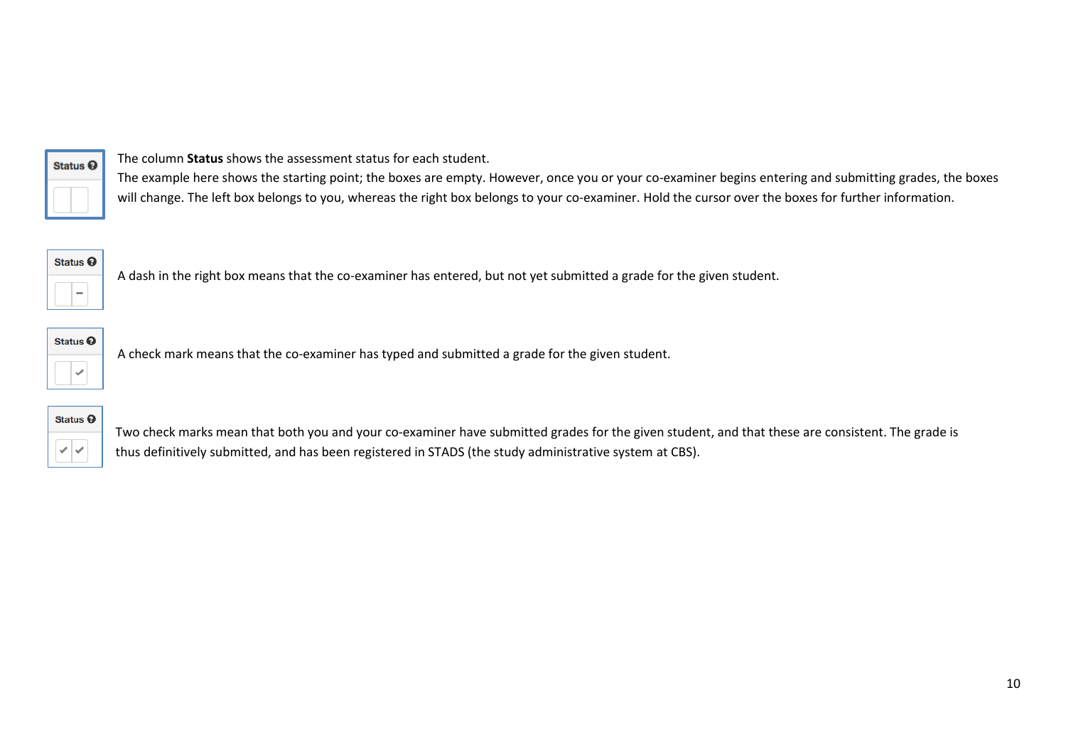Status

The column **Status** shows the assessment status for each student.
The example here shows the starting point; the boxes are empty. However, once you or your co-examiner begins entering and submitting grades, the boxes will change. The left box belongs to you, whereas the right box belongs to your co-examiner. Hold the cursor over the boxes for further information.

Status

A dash in the right box means that the co-examiner has entered, but not yet submitted a grade for the given student.

Status

A check mark means that the co-examiner has typed and submitted a grade for the given student.

Status

Two check marks mean that both you and your co-examiner have submitted grades for the given student, and that these are consistent. The grade is thus definitively submitted, and has been registered in STADS (the study administrative system at CBS).